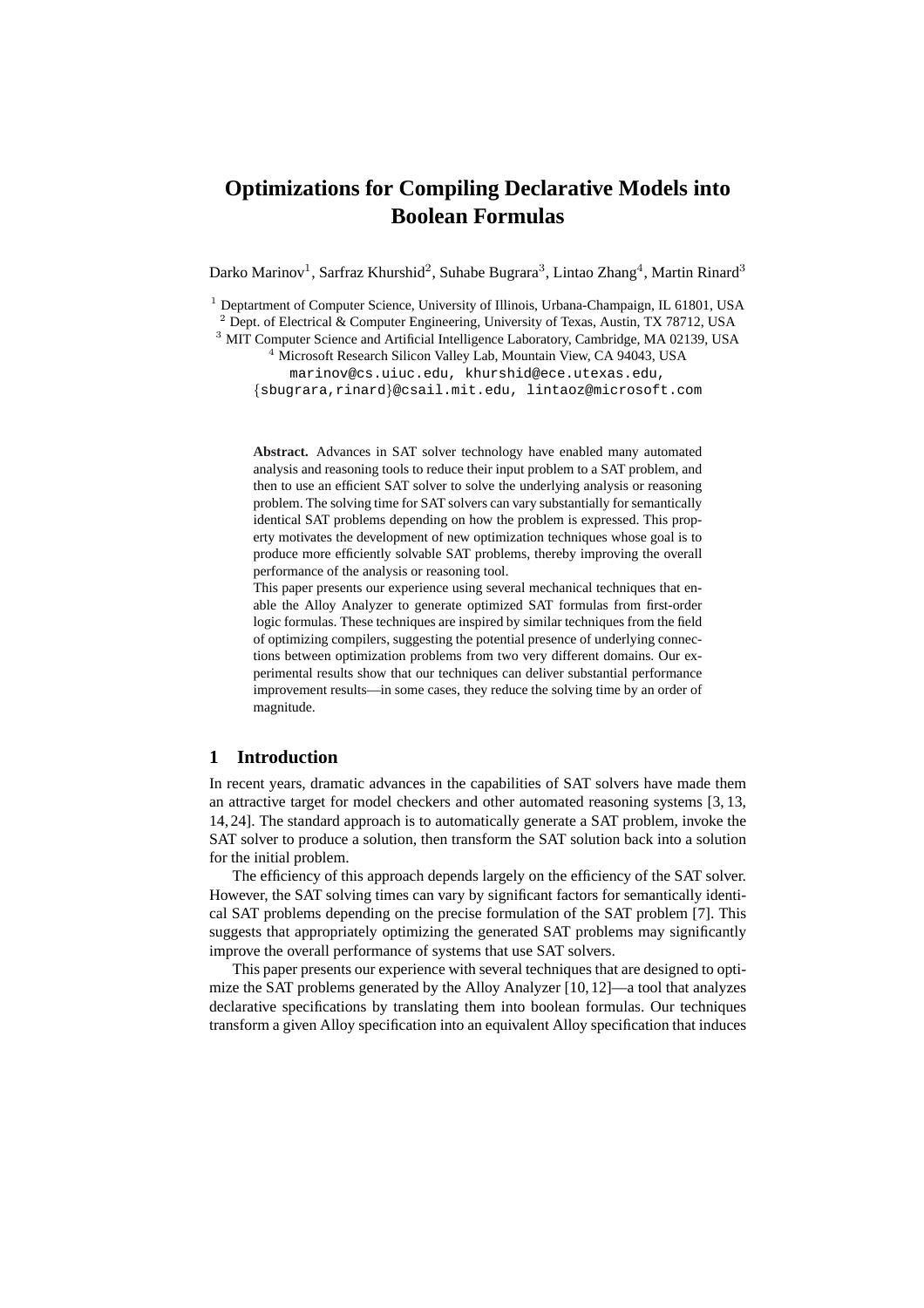# Optimizations for Compiling Declarative Models into Boolean Formulas

Darko Marinov[1], Sarfraz Khurshid[2], Suhabe Bugrara[3], Lintao Zhang[4], Martin Rinard[3]

[1] Deptartment of Computer Science, University of Illinois, Urbana-Champaign, IL 61801, USA
[2] Dept. of Electrical & Computer Engineering, University of Texas, Austin, TX 78712, USA
[3] MIT Computer Science and Artificial Intelligence Laboratory, Cambridge, MA 02139, USA
[4] Microsoft Research Silicon Valley Lab, Mountain View, CA 94043, USA

marinov@cs.uiuc.edu, khurshid@ece.utexas.edu,
{sbugrara,rinard}@csail.mit.edu, lintaoz@microsoft.com

**Abstract.** Advances in SAT solver technology have enabled many automated analysis and reasoning tools to reduce their input problem to a SAT problem, and then to use an efficient SAT solver to solve the underlying analysis or reasoning problem. The solving time for SAT solvers can vary substantially for semantically identical SAT problems depending on how the problem is expressed. This property motivates the development of new optimization techniques whose goal is to produce more efficiently solvable SAT problems, thereby improving the overall performance of the analysis or reasoning tool.
This paper presents our experience using several mechanical techniques that enable the Alloy Analyzer to generate optimized SAT formulas from first-order logic formulas. These techniques are inspired by similar techniques from the field of optimizing compilers, suggesting the potential presence of underlying connections between optimization problems from two very different domains. Our experimental results show that our techniques can deliver substantial performance improvement results—in some cases, they reduce the solving time by an order of magnitude.

## 1 Introduction

In recent years, dramatic advances in the capabilities of SAT solvers have made them an attractive target for model checkers and other automated reasoning systems [3, 13, 14, 24]. The standard approach is to automatically generate a SAT problem, invoke the SAT solver to produce a solution, then transform the SAT solution back into a solution for the initial problem.

The efficiency of this approach depends largely on the efficiency of the SAT solver. However, the SAT solving times can vary by significant factors for semantically identical SAT problems depending on the precise formulation of the SAT problem [7]. This suggests that appropriately optimizing the generated SAT problems may significantly improve the overall performance of systems that use SAT solvers.

This paper presents our experience with several techniques that are designed to optimize the SAT problems generated by the Alloy Analyzer [10, 12]—a tool that analyzes declarative specifications by translating them into boolean formulas. Our techniques transform a given Alloy specification into an equivalent Alloy specification that induces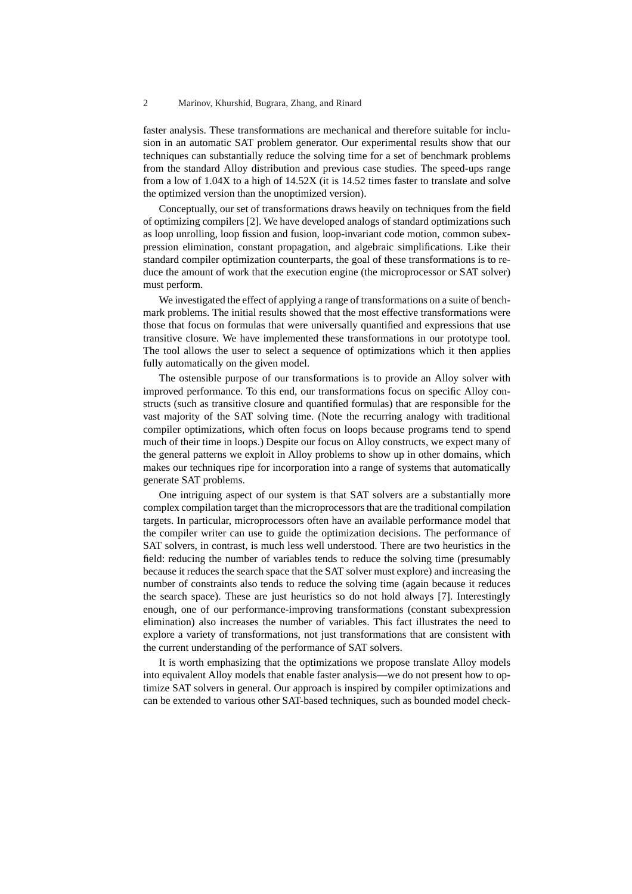faster analysis. These transformations are mechanical and therefore suitable for inclusion in an automatic SAT problem generator. Our experimental results show that our techniques can substantially reduce the solving time for a set of benchmark problems from the standard Alloy distribution and previous case studies. The speed-ups range from a low of 1.04X to a high of 14.52X (it is 14.52 times faster to translate and solve the optimized version than the unoptimized version).

Conceptually, our set of transformations draws heavily on techniques from the field of optimizing compilers [2]. We have developed analogs of standard optimizations such as loop unrolling, loop fission and fusion, loop-invariant code motion, common subexpression elimination, constant propagation, and algebraic simplifications. Like their standard compiler optimization counterparts, the goal of these transformations is to reduce the amount of work that the execution engine (the microprocessor or SAT solver) must perform.

We investigated the effect of applying a range of transformations on a suite of benchmark problems. The initial results showed that the most effective transformations were those that focus on formulas that were universally quantified and expressions that use transitive closure. We have implemented these transformations in our prototype tool. The tool allows the user to select a sequence of optimizations which it then applies fully automatically on the given model.

The ostensible purpose of our transformations is to provide an Alloy solver with improved performance. To this end, our transformations focus on specific Alloy constructs (such as transitive closure and quantified formulas) that are responsible for the vast majority of the SAT solving time. (Note the recurring analogy with traditional compiler optimizations, which often focus on loops because programs tend to spend much of their time in loops.) Despite our focus on Alloy constructs, we expect many of the general patterns we exploit in Alloy problems to show up in other domains, which makes our techniques ripe for incorporation into a range of systems that automatically generate SAT problems.

One intriguing aspect of our system is that SAT solvers are a substantially more complex compilation target than the microprocessors that are the traditional compilation targets. In particular, microprocessors often have an available performance model that the compiler writer can use to guide the optimization decisions. The performance of SAT solvers, in contrast, is much less well understood. There are two heuristics in the field: reducing the number of variables tends to reduce the solving time (presumably because it reduces the search space that the SAT solver must explore) and increasing the number of constraints also tends to reduce the solving time (again because it reduces the search space). These are just heuristics so do not hold always [7]. Interestingly enough, one of our performance-improving transformations (constant subexpression elimination) also increases the number of variables. This fact illustrates the need to explore a variety of transformations, not just transformations that are consistent with the current understanding of the performance of SAT solvers.

It is worth emphasizing that the optimizations we propose translate Alloy models into equivalent Alloy models that enable faster analysis—we do not present how to optimize SAT solvers in general. Our approach is inspired by compiler optimizations and can be extended to various other SAT-based techniques, such as bounded model check-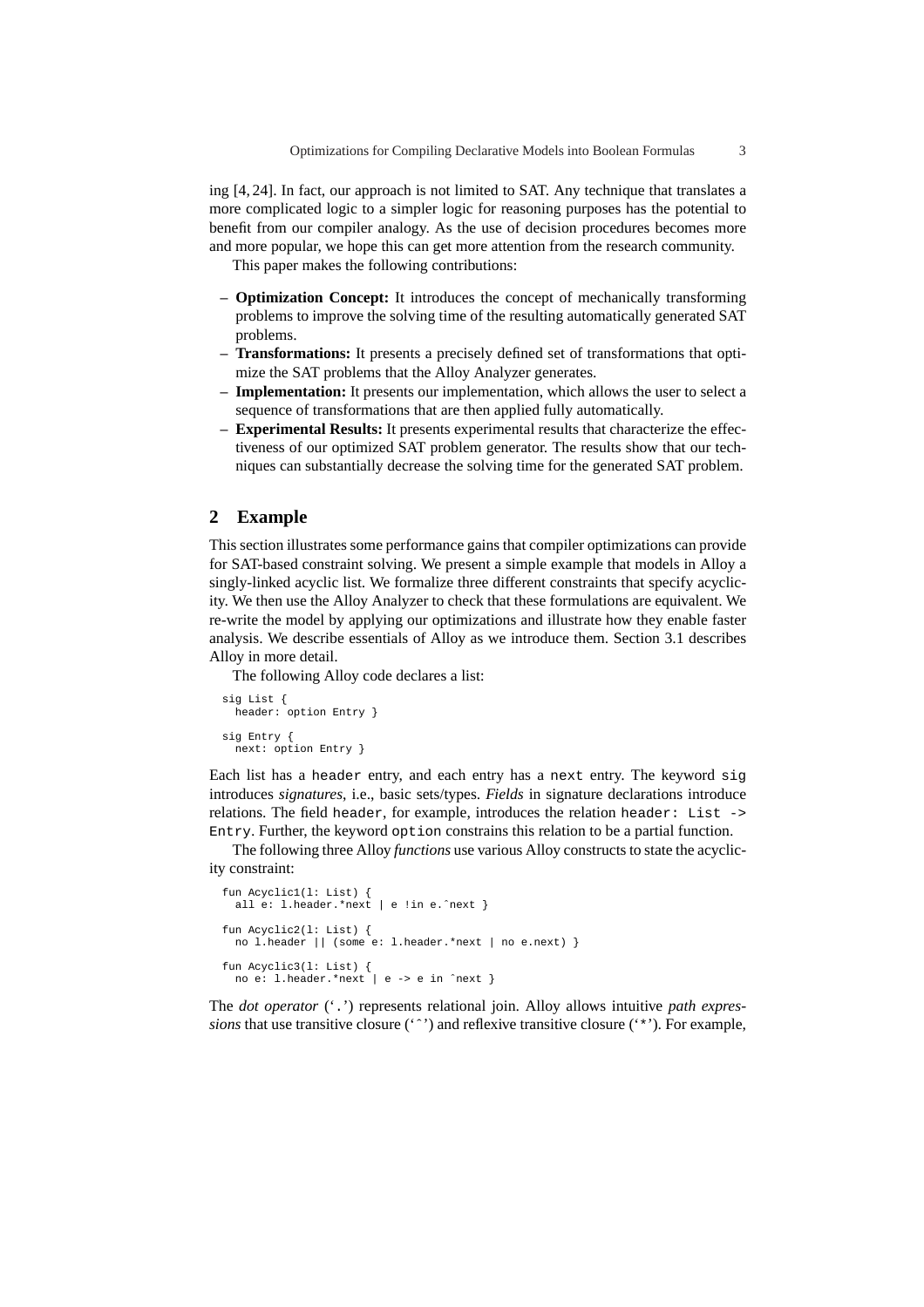ing [4, 24]. In fact, our approach is not limited to SAT. Any technique that translates a more complicated logic to a simpler logic for reasoning purposes has the potential to benefit from our compiler analogy. As the use of decision procedures becomes more and more popular, we hope this can get more attention from the research community.

This paper makes the following contributions:

- **Optimization Concept:** It introduces the concept of mechanically transforming problems to improve the solving time of the resulting automatically generated SAT problems.
- **Transformations:** It presents a precisely defined set of transformations that optimize the SAT problems that the Alloy Analyzer generates.
- **Implementation:** It presents our implementation, which allows the user to select a sequence of transformations that are then applied fully automatically.
- **Experimental Results:** It presents experimental results that characterize the effectiveness of our optimized SAT problem generator. The results show that our techniques can substantially decrease the solving time for the generated SAT problem.

## 2 Example

This section illustrates some performance gains that compiler optimizations can provide for SAT-based constraint solving. We present a simple example that models in Alloy a singly-linked acyclic list. We formalize three different constraints that specify acyclicity. We then use the Alloy Analyzer to check that these formulations are equivalent. We re-write the model by applying our optimizations and illustrate how they enable faster analysis. We describe essentials of Alloy as we introduce them. Section 3.1 describes Alloy in more detail.

The following Alloy code declares a list:

```
sig List {
  header: option Entry }

sig Entry {
  next: option Entry }
```

Each list has a `header` entry, and each entry has a `next` entry. The keyword `sig` introduces *signatures*, i.e., basic sets/types. *Fields* in signature declarations introduce relations. The field `header`, for example, introduces the relation `header: List -> Entry`. Further, the keyword `option` constrains this relation to be a partial function.

The following three Alloy *functions* use various Alloy constructs to state the acyclicity constraint:

```
fun Acyclic1(l: List) {
  all e: l.header.*next | e !in e.^next }

fun Acyclic2(l: List) {
  no l.header || (some e: l.header.*next | no e.next) }

fun Acyclic3(l: List) {
  no e: l.header.*next | e -> e in ^next }
```

The *dot operator* ('`.`') represents relational join. Alloy allows intuitive *path expressions* that use transitive closure ('`^`') and reflexive transitive closure ('`*`'). For example,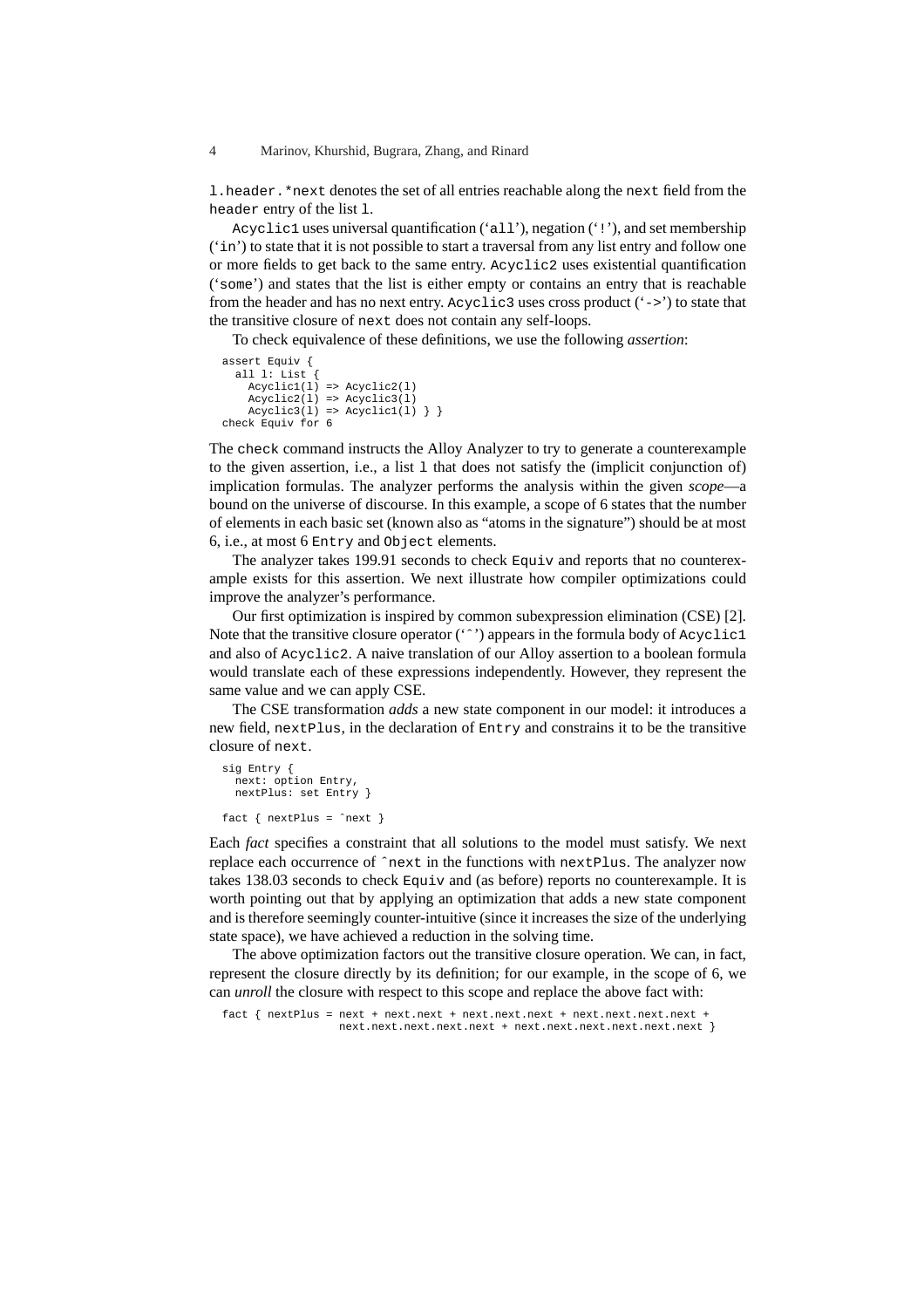`l.header.*next` denotes the set of all entries reachable along the `next` field from the `header` entry of the list `l`.

`Acyclic1` uses universal quantification (‘`all`’), negation (‘`!`’), and set membership (‘`in`’) to state that it is not possible to start a traversal from any list entry and follow one or more fields to get back to the same entry. `Acyclic2` uses existential quantification (‘`some`’) and states that the list is either empty or contains an entry that is reachable from the header and has no next entry. `Acyclic3` uses cross product (‘`->`’) to state that the transitive closure of `next` does not contain any self-loops.

To check equivalence of these definitions, we use the following *assertion*:

```
assert Equiv {
  all l: List {
    Acyclic1(l) => Acyclic2(l)
    Acyclic2(l) => Acyclic3(l)
    Acyclic3(l) => Acyclic1(l) } }
check Equiv for 6
```

The `check` command instructs the Alloy Analyzer to try to generate a counterexample to the given assertion, i.e., a list `l` that does not satisfy the (implicit conjunction of) implication formulas. The analyzer performs the analysis within the given *scope*—a bound on the universe of discourse. In this example, a scope of 6 states that the number of elements in each basic set (known also as “atoms in the signature”) should be at most 6, i.e., at most 6 `Entry` and `Object` elements.

The analyzer takes 199.91 seconds to check `Equiv` and reports that no counterexample exists for this assertion. We next illustrate how compiler optimizations could improve the analyzer’s performance.

Our first optimization is inspired by common subexpression elimination (CSE) [2]. Note that the transitive closure operator (‘`^`’) appears in the formula body of `Acyclic1` and also of `Acyclic2`. A naive translation of our Alloy assertion to a boolean formula would translate each of these expressions independently. However, they represent the same value and we can apply CSE.

The CSE transformation *adds* a new state component in our model: it introduces a new field, `nextPlus`, in the declaration of `Entry` and constrains it to be the transitive closure of `next`.

```
sig Entry {
  next: option Entry,
  nextPlus: set Entry }

fact { nextPlus = ^next }
```

Each *fact* specifies a constraint that all solutions to the model must satisfy. We next replace each occurrence of `^next` in the functions with `nextPlus`. The analyzer now takes 138.03 seconds to check `Equiv` and (as before) reports no counterexample. It is worth pointing out that by applying an optimization that adds a new state component and is therefore seemingly counter-intuitive (since it increases the size of the underlying state space), we have achieved a reduction in the solving time.

The above optimization factors out the transitive closure operation. We can, in fact, represent the closure directly by its definition; for our example, in the scope of 6, we can *unroll* the closure with respect to this scope and replace the above fact with:

```
fact { nextPlus = next + next.next + next.next.next + next.next.next.next +
                  next.next.next.next.next + next.next.next.next.next.next }
```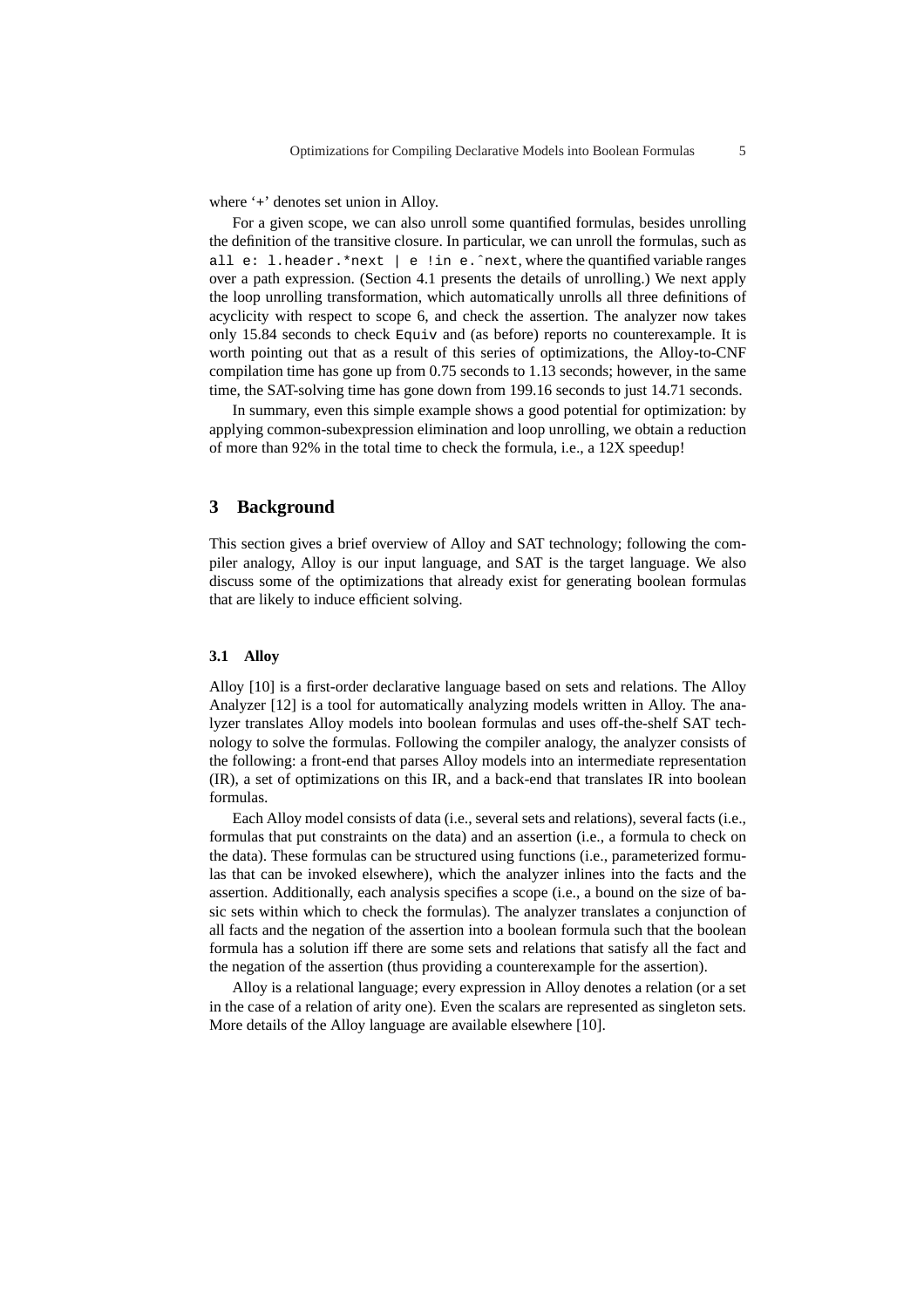where '+' denotes set union in Alloy.

For a given scope, we can also unroll some quantified formulas, besides unrolling the definition of the transitive closure. In particular, we can unroll the formulas, such as `all e: l.header.*next | e !in e.^next`, where the quantified variable ranges over a path expression. (Section 4.1 presents the details of unrolling.) We next apply the loop unrolling transformation, which automatically unrolls all three definitions of acyclicity with respect to scope 6, and check the assertion. The analyzer now takes only 15.84 seconds to check `Equiv` and (as before) reports no counterexample. It is worth pointing out that as a result of this series of optimizations, the Alloy-to-CNF compilation time has gone up from 0.75 seconds to 1.13 seconds; however, in the same time, the SAT-solving time has gone down from 199.16 seconds to just 14.71 seconds.

In summary, even this simple example shows a good potential for optimization: by applying common-subexpression elimination and loop unrolling, we obtain a reduction of more than 92% in the total time to check the formula, i.e., a 12X speedup!

## 3 Background

This section gives a brief overview of Alloy and SAT technology; following the compiler analogy, Alloy is our input language, and SAT is the target language. We also discuss some of the optimizations that already exist for generating boolean formulas that are likely to induce efficient solving.

### 3.1 Alloy

Alloy [10] is a first-order declarative language based on sets and relations. The Alloy Analyzer [12] is a tool for automatically analyzing models written in Alloy. The analyzer translates Alloy models into boolean formulas and uses off-the-shelf SAT technology to solve the formulas. Following the compiler analogy, the analyzer consists of the following: a front-end that parses Alloy models into an intermediate representation (IR), a set of optimizations on this IR, and a back-end that translates IR into boolean formulas.

Each Alloy model consists of data (i.e., several sets and relations), several facts (i.e., formulas that put constraints on the data) and an assertion (i.e., a formula to check on the data). These formulas can be structured using functions (i.e., parameterized formulas that can be invoked elsewhere), which the analyzer inlines into the facts and the assertion. Additionally, each analysis specifies a scope (i.e., a bound on the size of basic sets within which to check the formulas). The analyzer translates a conjunction of all facts and the negation of the assertion into a boolean formula such that the boolean formula has a solution iff there are some sets and relations that satisfy all the fact and the negation of the assertion (thus providing a counterexample for the assertion).

Alloy is a relational language; every expression in Alloy denotes a relation (or a set in the case of a relation of arity one). Even the scalars are represented as singleton sets. More details of the Alloy language are available elsewhere [10].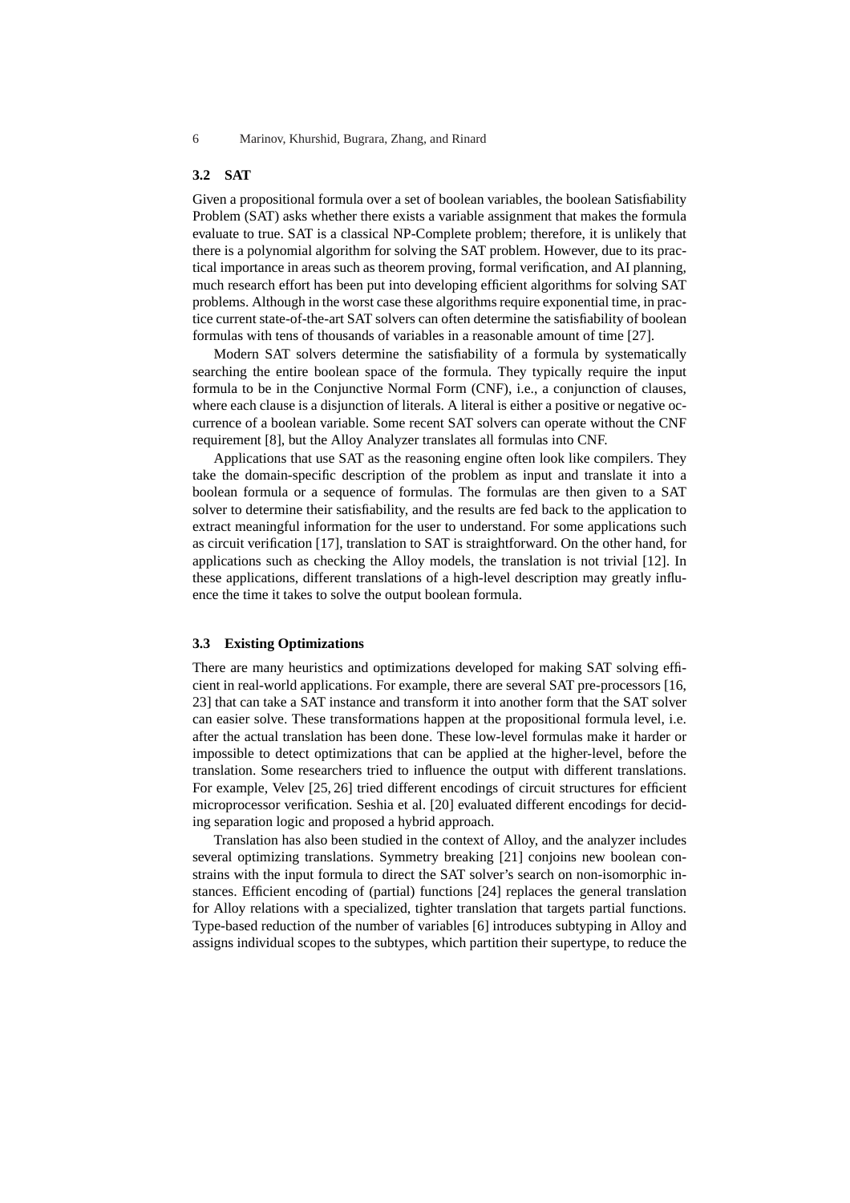### 3.2 SAT

Given a propositional formula over a set of boolean variables, the boolean Satisfiability Problem (SAT) asks whether there exists a variable assignment that makes the formula evaluate to true. SAT is a classical NP-Complete problem; therefore, it is unlikely that there is a polynomial algorithm for solving the SAT problem. However, due to its practical importance in areas such as theorem proving, formal verification, and AI planning, much research effort has been put into developing efficient algorithms for solving SAT problems. Although in the worst case these algorithms require exponential time, in practice current state-of-the-art SAT solvers can often determine the satisfiability of boolean formulas with tens of thousands of variables in a reasonable amount of time [27].

Modern SAT solvers determine the satisfiability of a formula by systematically searching the entire boolean space of the formula. They typically require the input formula to be in the Conjunctive Normal Form (CNF), i.e., a conjunction of clauses, where each clause is a disjunction of literals. A literal is either a positive or negative occurrence of a boolean variable. Some recent SAT solvers can operate without the CNF requirement [8], but the Alloy Analyzer translates all formulas into CNF.

Applications that use SAT as the reasoning engine often look like compilers. They take the domain-specific description of the problem as input and translate it into a boolean formula or a sequence of formulas. The formulas are then given to a SAT solver to determine their satisfiability, and the results are fed back to the application to extract meaningful information for the user to understand. For some applications such as circuit verification [17], translation to SAT is straightforward. On the other hand, for applications such as checking the Alloy models, the translation is not trivial [12]. In these applications, different translations of a high-level description may greatly influence the time it takes to solve the output boolean formula.

### 3.3 Existing Optimizations

There are many heuristics and optimizations developed for making SAT solving efficient in real-world applications. For example, there are several SAT pre-processors [16, 23] that can take a SAT instance and transform it into another form that the SAT solver can easier solve. These transformations happen at the propositional formula level, i.e. after the actual translation has been done. These low-level formulas make it harder or impossible to detect optimizations that can be applied at the higher-level, before the translation. Some researchers tried to influence the output with different translations. For example, Velev [25, 26] tried different encodings of circuit structures for efficient microprocessor verification. Seshia et al. [20] evaluated different encodings for deciding separation logic and proposed a hybrid approach.

Translation has also been studied in the context of Alloy, and the analyzer includes several optimizing translations. Symmetry breaking [21] conjoins new boolean constrains with the input formula to direct the SAT solver's search on non-isomorphic instances. Efficient encoding of (partial) functions [24] replaces the general translation for Alloy relations with a specialized, tighter translation that targets partial functions. Type-based reduction of the number of variables [6] introduces subtyping in Alloy and assigns individual scopes to the subtypes, which partition their supertype, to reduce the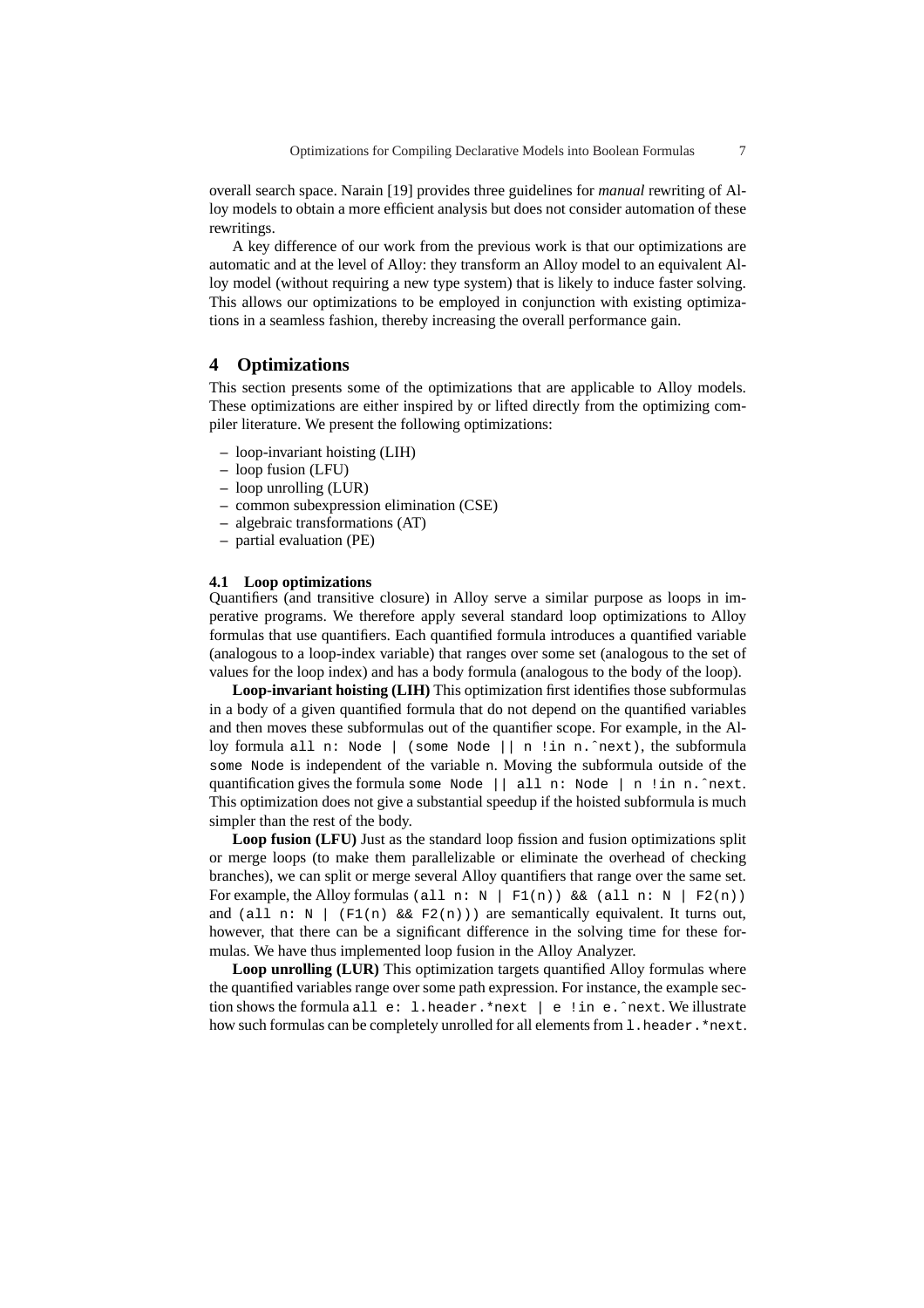overall search space. Narain [19] provides three guidelines for *manual* rewriting of Alloy models to obtain a more efficient analysis but does not consider automation of these rewritings.

A key difference of our work from the previous work is that our optimizations are automatic and at the level of Alloy: they transform an Alloy model to an equivalent Alloy model (without requiring a new type system) that is likely to induce faster solving. This allows our optimizations to be employed in conjunction with existing optimizations in a seamless fashion, thereby increasing the overall performance gain.

## 4 Optimizations

This section presents some of the optimizations that are applicable to Alloy models. These optimizations are either inspired by or lifted directly from the optimizing compiler literature. We present the following optimizations:

- loop-invariant hoisting (LIH)
- loop fusion (LFU)
- loop unrolling (LUR)
- common subexpression elimination (CSE)
- algebraic transformations (AT)
- partial evaluation (PE)

### 4.1 Loop optimizations

Quantifiers (and transitive closure) in Alloy serve a similar purpose as loops in imperative programs. We therefore apply several standard loop optimizations to Alloy formulas that use quantifiers. Each quantified formula introduces a quantified variable (analogous to a loop-index variable) that ranges over some set (analogous to the set of values for the loop index) and has a body formula (analogous to the body of the loop).

**Loop-invariant hoisting (LIH)** This optimization first identifies those subformulas in a body of a given quantified formula that do not depend on the quantified variables and then moves these subformulas out of the quantifier scope. For example, in the Alloy formula `all n: Node | (some Node || n !in n.^next)`, the subformula `some Node` is independent of the variable `n`. Moving the subformula outside of the quantification gives the formula `some Node || all n: Node | n !in n.^next`. This optimization does not give a substantial speedup if the hoisted subformula is much simpler than the rest of the body.

**Loop fusion (LFU)** Just as the standard loop fission and fusion optimizations split or merge loops (to make them parallelizable or eliminate the overhead of checking branches), we can split or merge several Alloy quantifiers that range over the same set. For example, the Alloy formulas `(all n: N | F1(n)) && (all n: N | F2(n))` and `(all n: N | (F1(n) && F2(n)))` are semantically equivalent. It turns out, however, that there can be a significant difference in the solving time for these formulas. We have thus implemented loop fusion in the Alloy Analyzer.

**Loop unrolling (LUR)** This optimization targets quantified Alloy formulas where the quantified variables range over some path expression. For instance, the example section shows the formula `all e: l.header.*next | e !in e.^next`. We illustrate how such formulas can be completely unrolled for all elements from `l.header.*next`.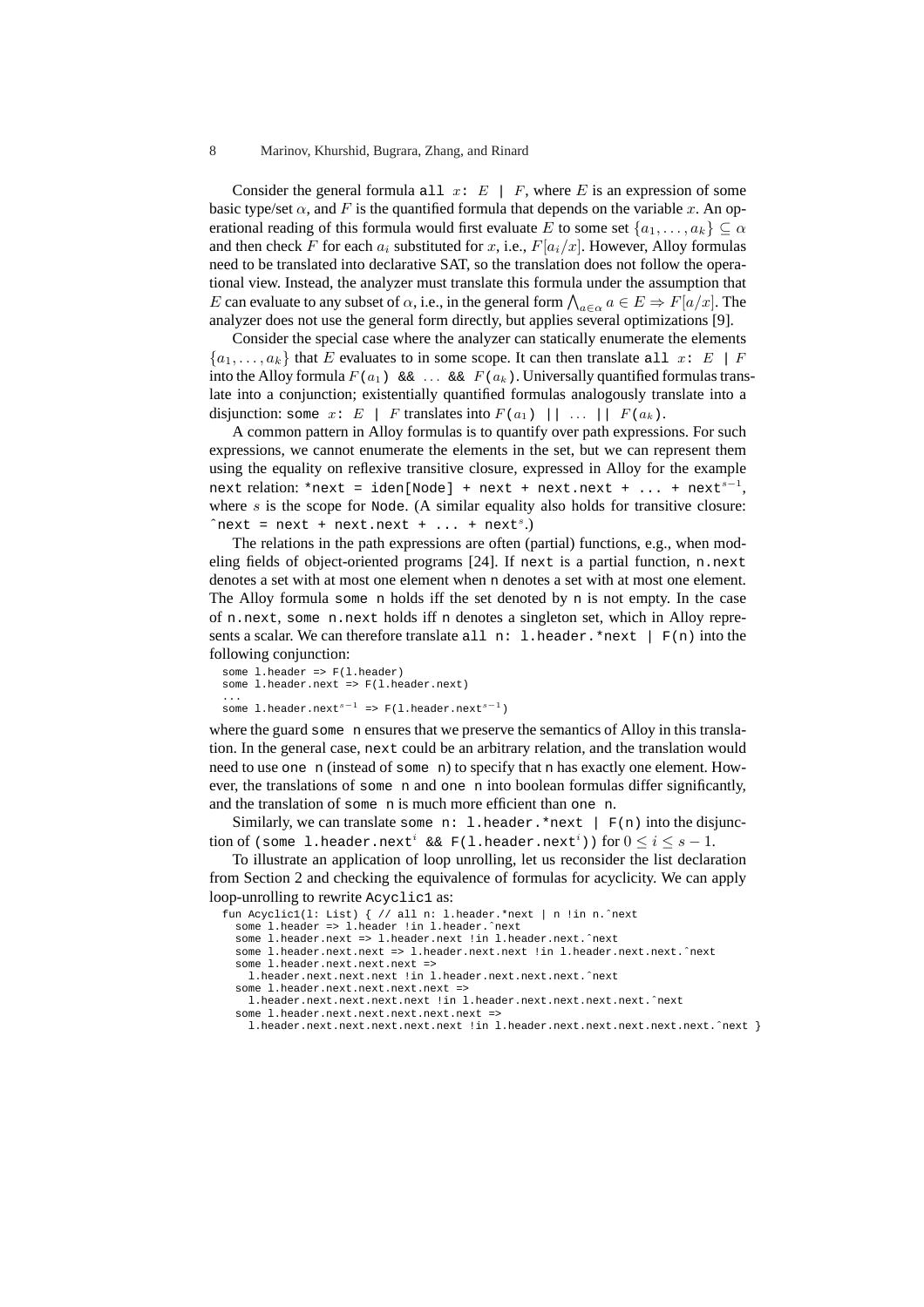Consider the general formula `all` $x$`:` $E$ `|` $F$, where $E$ is an expression of some basic type/set $\alpha$, and $F$ is the quantified formula that depends on the variable $x$. An operational reading of this formula would first evaluate $E$ to some set $\{a_1, \ldots, a_k\} \subseteq \alpha$ and then check $F$ for each $a_i$ substituted for $x$, i.e., $F[a_i/x]$. However, Alloy formulas need to be translated into declarative SAT, so the translation does not follow the operational view. Instead, the analyzer must translate this formula under the assumption that $E$ can evaluate to any subset of $\alpha$, i.e., in the general form $\bigwedge_{a \in \alpha} a \in E \Rightarrow F[a/x]$. The analyzer does not use the general form directly, but applies several optimizations [9].

Consider the special case where the analyzer can statically enumerate the elements $\{a_1, \ldots, a_k\}$ that $E$ evaluates to in some scope. It can then translate `all` $x$`:` $E$ `|` $F$ into the Alloy formula $F$`(`$a_1$`) && ... &&` $F$`(`$a_k$`)`. Universally quantified formulas translate into a conjunction; existentially quantified formulas analogously translate into a disjunction: `some` $x$`:` $E$ `|` $F$ translates into $F$`(`$a_1$`) || ... ||` $F$`(`$a_k$`)`.

A common pattern in Alloy formulas is to quantify over path expressions. For such expressions, we cannot enumerate the elements in the set, but we can represent them using the equality on reflexive transitive closure, expressed in Alloy for the example `next` relation: `*next = iden[Node] + next + next.next + ... + next`$^{s-1}$, where $s$ is the scope for `Node`. (A similar equality also holds for transitive closure: `^next = next + next.next + ... + next`$^{s}$.)

The relations in the path expressions are often (partial) functions, e.g., when modeling fields of object-oriented programs [24]. If `next` is a partial function, `n.next` denotes a set with at most one element when `n` denotes a set with at most one element. The Alloy formula `some n` holds iff the set denoted by `n` is not empty. In the case of `n.next`, `some n.next` holds iff `n` denotes a singleton set, which in Alloy represents a scalar. We can therefore translate `all n: l.header.*next | F(n)` into the following conjunction:

```
some l.header => F(l.header)
some l.header.next => F(l.header.next)
...
some l.header.next^(s-1) => F(l.header.next^(s-1))
```

where the guard `some n` ensures that we preserve the semantics of Alloy in this translation. In the general case, `next` could be an arbitrary relation, and the translation would need to use `one n` (instead of `some n`) to specify that `n` has exactly one element. However, the translations of `some n` and `one n` into boolean formulas differ significantly, and the translation of `some n` is much more efficient than `one n`.

Similarly, we can translate `some n: l.header.*next | F(n)` into the disjunction of `(some l.header.next`$^{i}$ `&& F(l.header.next`$^{i}$`))` for $0 \leq i \leq s-1$.

To illustrate an application of loop unrolling, let us reconsider the list declaration from Section 2 and checking the equivalence of formulas for acyclicity. We can apply loop-unrolling to rewrite `Acyclic1` as:

```
fun Acyclic1(l: List) { // all n: l.header.*next | n !in n.^next
  some l.header => l.header !in l.header.^next
  some l.header.next => l.header.next !in l.header.next.^next
  some l.header.next.next => l.header.next.next !in l.header.next.next.^next
  some l.header.next.next.next =>
    l.header.next.next.next !in l.header.next.next.next.^next
  some l.header.next.next.next.next =>
    l.header.next.next.next.next !in l.header.next.next.next.next.^next
  some l.header.next.next.next.next.next =>
    l.header.next.next.next.next.next !in l.header.next.next.next.next.next.^next }
```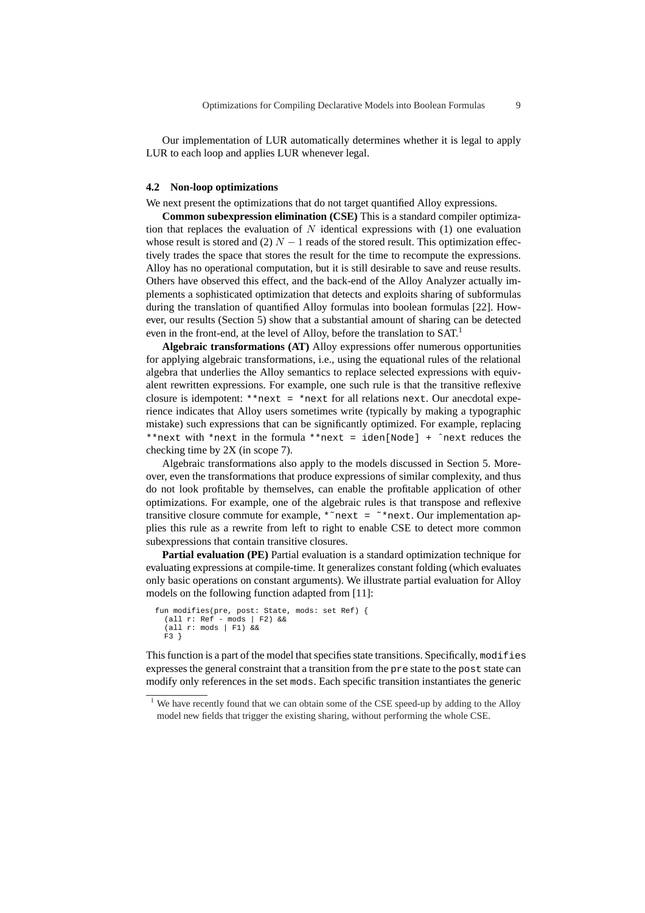Our implementation of LUR automatically determines whether it is legal to apply LUR to each loop and applies LUR whenever legal.

### 4.2 Non-loop optimizations

We next present the optimizations that do not target quantified Alloy expressions.

**Common subexpression elimination (CSE)** This is a standard compiler optimization that replaces the evaluation of $N$ identical expressions with (1) one evaluation whose result is stored and (2) $N-1$ reads of the stored result. This optimization effectively trades the space that stores the result for the time to recompute the expressions. Alloy has no operational computation, but it is still desirable to save and reuse results. Others have observed this effect, and the back-end of the Alloy Analyzer actually implements a sophisticated optimization that detects and exploits sharing of subformulas during the translation of quantified Alloy formulas into boolean formulas [22]. However, our results (Section 5) show that a substantial amount of sharing can be detected even in the front-end, at the level of Alloy, before the translation to SAT.[1]

**Algebraic transformations (AT)** Alloy expressions offer numerous opportunities for applying algebraic transformations, i.e., using the equational rules of the relational algebra that underlies the Alloy semantics to replace selected expressions with equivalent rewritten expressions. For example, one such rule is that the transitive reflexive closure is idempotent: `**next = *next` for all relations `next`. Our anecdotal experience indicates that Alloy users sometimes write (typically by making a typographic mistake) such expressions that can be significantly optimized. For example, replacing `**next` with `*next` in the formula `**next = iden[Node] + ^next` reduces the checking time by 2X (in scope 7).

Algebraic transformations also apply to the models discussed in Section 5. Moreover, even the transformations that produce expressions of similar complexity, and thus do not look profitable by themselves, can enable the profitable application of other optimizations. For example, one of the algebraic rules is that transpose and reflexive transitive closure commute for example, `*~next = ~*next`. Our implementation applies this rule as a rewrite from left to right to enable CSE to detect more common subexpressions that contain transitive closures.

**Partial evaluation (PE)** Partial evaluation is a standard optimization technique for evaluating expressions at compile-time. It generalizes constant folding (which evaluates only basic operations on constant arguments). We illustrate partial evaluation for Alloy models on the following function adapted from [11]:

```
fun modifies(pre, post: State, mods: set Ref) {
  (all r: Ref - mods | F2) &&
  (all r: mods | F1) &&
  F3 }
```

This function is a part of the model that specifies state transitions. Specifically, `modifies` expresses the general constraint that a transition from the `pre` state to the `post` state can modify only references in the set `mods`. Each specific transition instantiates the generic

---

[1] We have recently found that we can obtain some of the CSE speed-up by adding to the Alloy model new fields that trigger the existing sharing, without performing the whole CSE.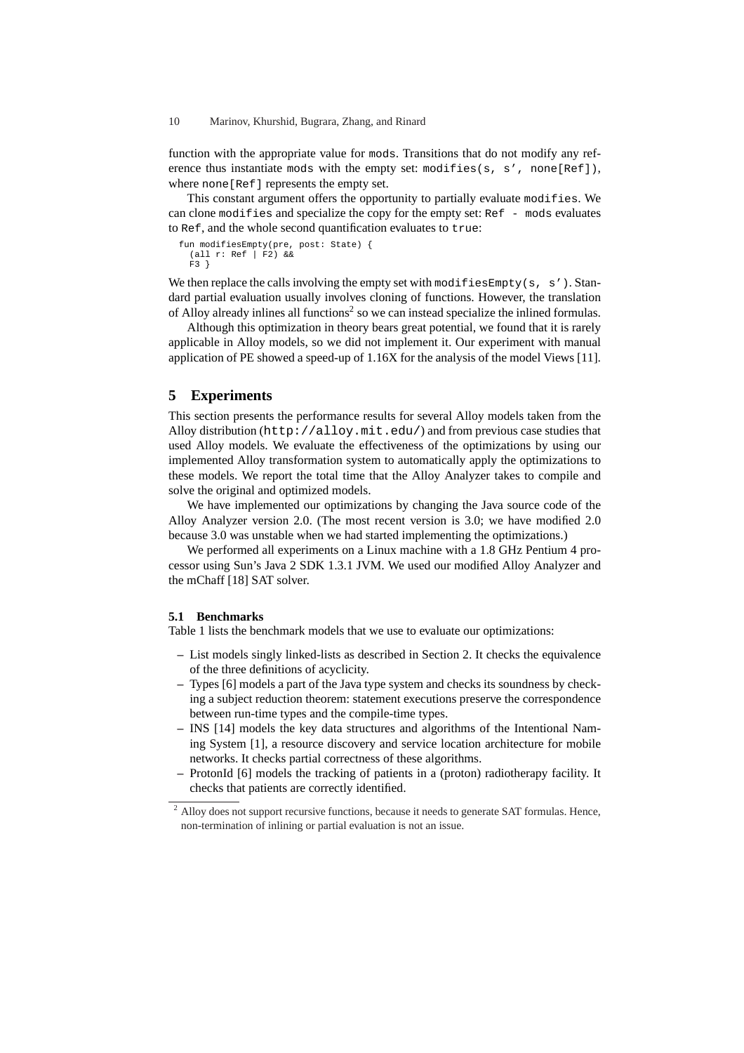function with the appropriate value for `mods`. Transitions that do not modify any reference thus instantiate `mods` with the empty set: `modifies(s, s', none[Ref])`, where `none[Ref]` represents the empty set.

This constant argument offers the opportunity to partially evaluate `modifies`. We can clone `modifies` and specialize the copy for the empty set: `Ref - mods` evaluates to `Ref`, and the whole second quantification evaluates to `true`:

```
fun modifiesEmpty(pre, post: State) {
  (all r: Ref | F2) &&
  F3 }
```

We then replace the calls involving the empty set with `modifiesEmpty(s, s')`. Standard partial evaluation usually involves cloning of functions. However, the translation of Alloy already inlines all functions[2] so we can instead specialize the inlined formulas.

Although this optimization in theory bears great potential, we found that it is rarely applicable in Alloy models, so we did not implement it. Our experiment with manual application of PE showed a speed-up of 1.16X for the analysis of the model Views [11].

## 5 Experiments

This section presents the performance results for several Alloy models taken from the Alloy distribution (`http://alloy.mit.edu/`) and from previous case studies that used Alloy models. We evaluate the effectiveness of the optimizations by using our implemented Alloy transformation system to automatically apply the optimizations to these models. We report the total time that the Alloy Analyzer takes to compile and solve the original and optimized models.

We have implemented our optimizations by changing the Java source code of the Alloy Analyzer version 2.0. (The most recent version is 3.0; we have modified 2.0 because 3.0 was unstable when we had started implementing the optimizations.)

We performed all experiments on a Linux machine with a 1.8 GHz Pentium 4 processor using Sun's Java 2 SDK 1.3.1 JVM. We used our modified Alloy Analyzer and the mChaff [18] SAT solver.

### 5.1 Benchmarks

Table 1 lists the benchmark models that we use to evaluate our optimizations:

- List models singly linked-lists as described in Section 2. It checks the equivalence of the three definitions of acyclicity.
- Types [6] models a part of the Java type system and checks its soundness by checking a subject reduction theorem: statement executions preserve the correspondence between run-time types and the compile-time types.
- INS [14] models the key data structures and algorithms of the Intentional Naming System [1], a resource discovery and service location architecture for mobile networks. It checks partial correctness of these algorithms.
- ProtonId [6] models the tracking of patients in a (proton) radiotherapy facility. It checks that patients are correctly identified.

[2] Alloy does not support recursive functions, because it needs to generate SAT formulas. Hence, non-termination of inlining or partial evaluation is not an issue.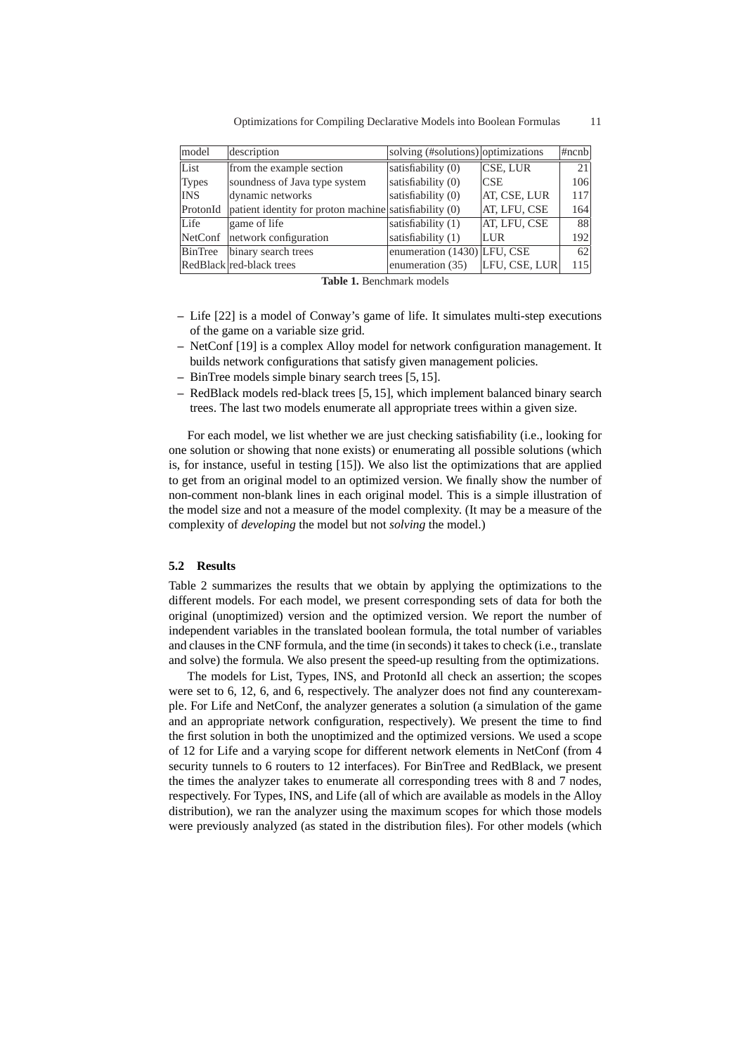| model | description | solving (#solutions) | optimizations | #ncnb |
|---|---|---|---|---|
| List | from the example section | satisfiability (0) | CSE, LUR | 21 |
| Types | soundness of Java type system | satisfiability (0) | CSE | 106 |
| INS | dynamic networks | satisfiability (0) | AT, CSE, LUR | 117 |
| ProtonId | patient identity for proton machine | satisfiability (0) | AT, LFU, CSE | 164 |
| Life | game of life | satisfiability (1) | AT, LFU, CSE | 88 |
| NetConf | network configuration | satisfiability (1) | LUR | 192 |
| BinTree | binary search trees | enumeration (1430) | LFU, CSE | 62 |
| RedBlack | red-black trees | enumeration (35) | LFU, CSE, LUR | 115 |

**Table 1.** Benchmark models

- Life [22] is a model of Conway's game of life. It simulates multi-step executions of the game on a variable size grid.
- NetConf [19] is a complex Alloy model for network configuration management. It builds network configurations that satisfy given management policies.
- BinTree models simple binary search trees [5, 15].
- RedBlack models red-black trees [5, 15], which implement balanced binary search trees. The last two models enumerate all appropriate trees within a given size.

For each model, we list whether we are just checking satisfiability (i.e., looking for one solution or showing that none exists) or enumerating all possible solutions (which is, for instance, useful in testing [15]). We also list the optimizations that are applied to get from an original model to an optimized version. We finally show the number of non-comment non-blank lines in each original model. This is a simple illustration of the model size and not a measure of the model complexity. (It may be a measure of the complexity of *developing* the model but not *solving* the model.)

### 5.2 Results

Table 2 summarizes the results that we obtain by applying the optimizations to the different models. For each model, we present corresponding sets of data for both the original (unoptimized) version and the optimized version. We report the number of independent variables in the translated boolean formula, the total number of variables and clauses in the CNF formula, and the time (in seconds) it takes to check (i.e., translate and solve) the formula. We also present the speed-up resulting from the optimizations.

The models for List, Types, INS, and ProtonId all check an assertion; the scopes were set to 6, 12, 6, and 6, respectively. The analyzer does not find any counterexample. For Life and NetConf, the analyzer generates a solution (a simulation of the game and an appropriate network configuration, respectively). We present the time to find the first solution in both the unoptimized and the optimized versions. We used a scope of 12 for Life and a varying scope for different network elements in NetConf (from 4 security tunnels to 6 routers to 12 interfaces). For BinTree and RedBlack, we present the times the analyzer takes to enumerate all corresponding trees with 8 and 7 nodes, respectively. For Types, INS, and Life (all of which are available as models in the Alloy distribution), we ran the analyzer using the maximum scopes for which those models were previously analyzed (as stated in the distribution files). For other models (which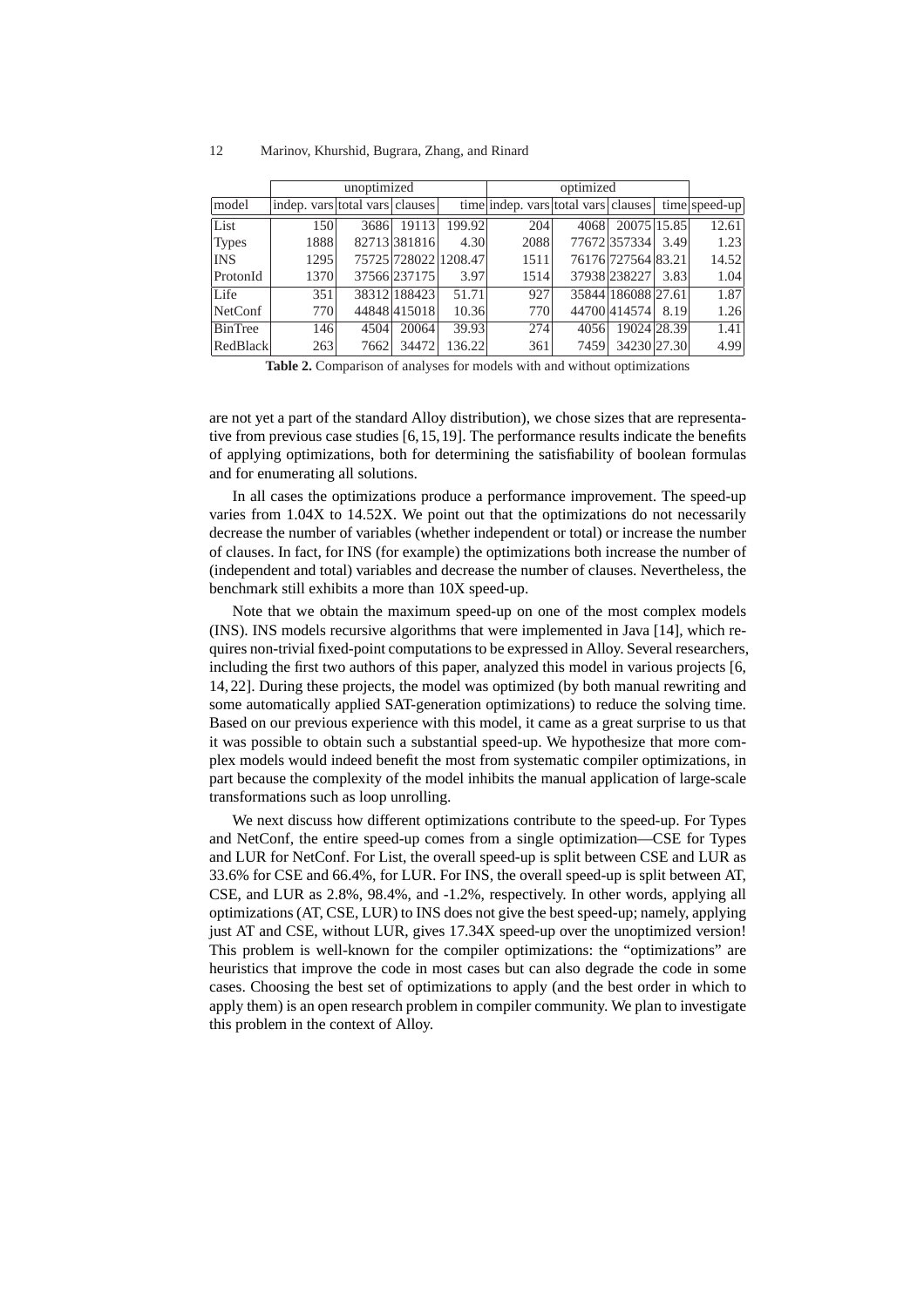| | unoptimized | | | | optimized | | | | |
|---|---|---|---|---|---|---|---|---|---|
| model | indep. vars | total vars | clauses | time | indep. vars | total vars | clauses | time | speed-up |
| List | 150 | 3686 | 19113 | 199.92 | 204 | 4068 | 20075 | 15.85 | 12.61 |
| Types | 1888 | 82713 | 381816 | 4.30 | 2088 | 77672 | 357334 | 3.49 | 1.23 |
| INS | 1295 | 75725 | 728022 | 1208.47 | 1511 | 76176 | 727564 | 83.21 | 14.52 |
| ProtonId | 1370 | 37566 | 237175 | 3.97 | 1514 | 37938 | 238227 | 3.83 | 1.04 |
| Life | 351 | 38312 | 188423 | 51.71 | 927 | 35844 | 186088 | 27.61 | 1.87 |
| NetConf | 770 | 44848 | 415018 | 10.36 | 770 | 44700 | 414574 | 8.19 | 1.26 |
| BinTree | 146 | 4504 | 20064 | 39.93 | 274 | 4056 | 19024 | 28.39 | 1.41 |
| RedBlack | 263 | 7662 | 34472 | 136.22 | 361 | 7459 | 34230 | 27.30 | 4.99 |

**Table 2.** Comparison of analyses for models with and without optimizations

are not yet a part of the standard Alloy distribution), we chose sizes that are representative from previous case studies [6,15,19]. The performance results indicate the benefits of applying optimizations, both for determining the satisfiability of boolean formulas and for enumerating all solutions.

In all cases the optimizations produce a performance improvement. The speed-up varies from 1.04X to 14.52X. We point out that the optimizations do not necessarily decrease the number of variables (whether independent or total) or increase the number of clauses. In fact, for INS (for example) the optimizations both increase the number of (independent and total) variables and decrease the number of clauses. Nevertheless, the benchmark still exhibits a more than 10X speed-up.

Note that we obtain the maximum speed-up on one of the most complex models (INS). INS models recursive algorithms that were implemented in Java [14], which requires non-trivial fixed-point computations to be expressed in Alloy. Several researchers, including the first two authors of this paper, analyzed this model in various projects [6, 14, 22]. During these projects, the model was optimized (by both manual rewriting and some automatically applied SAT-generation optimizations) to reduce the solving time. Based on our previous experience with this model, it came as a great surprise to us that it was possible to obtain such a substantial speed-up. We hypothesize that more complex models would indeed benefit the most from systematic compiler optimizations, in part because the complexity of the model inhibits the manual application of large-scale transformations such as loop unrolling.

We next discuss how different optimizations contribute to the speed-up. For Types and NetConf, the entire speed-up comes from a single optimization—CSE for Types and LUR for NetConf. For List, the overall speed-up is split between CSE and LUR as 33.6% for CSE and 66.4%, for LUR. For INS, the overall speed-up is split between AT, CSE, and LUR as 2.8%, 98.4%, and -1.2%, respectively. In other words, applying all optimizations (AT, CSE, LUR) to INS does not give the best speed-up; namely, applying just AT and CSE, without LUR, gives 17.34X speed-up over the unoptimized version! This problem is well-known for the compiler optimizations: the "optimizations" are heuristics that improve the code in most cases but can also degrade the code in some cases. Choosing the best set of optimizations to apply (and the best order in which to apply them) is an open research problem in compiler community. We plan to investigate this problem in the context of Alloy.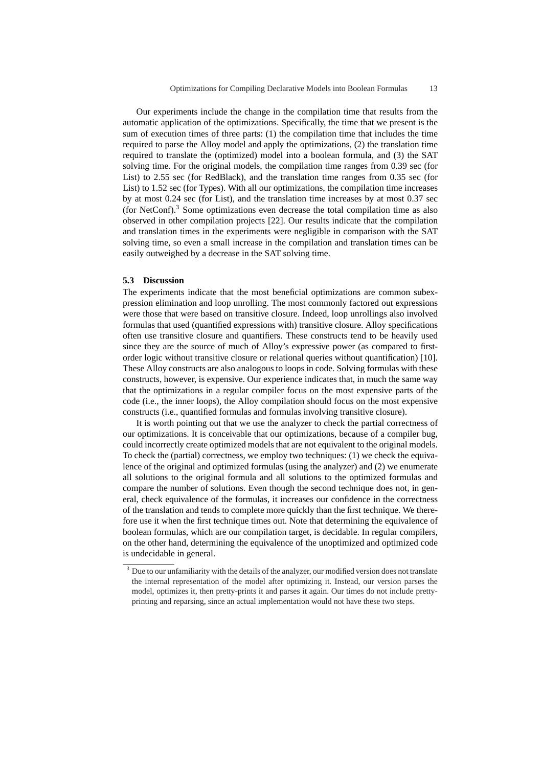Our experiments include the change in the compilation time that results from the automatic application of the optimizations. Specifically, the time that we present is the sum of execution times of three parts: (1) the compilation time that includes the time required to parse the Alloy model and apply the optimizations, (2) the translation time required to translate the (optimized) model into a boolean formula, and (3) the SAT solving time. For the original models, the compilation time ranges from 0.39 sec (for List) to 2.55 sec (for RedBlack), and the translation time ranges from 0.35 sec (for List) to 1.52 sec (for Types). With all our optimizations, the compilation time increases by at most 0.24 sec (for List), and the translation time increases by at most 0.37 sec (for NetConf).[3] Some optimizations even decrease the total compilation time as also observed in other compilation projects [22]. Our results indicate that the compilation and translation times in the experiments were negligible in comparison with the SAT solving time, so even a small increase in the compilation and translation times can be easily outweighed by a decrease in the SAT solving time.

### 5.3 Discussion

The experiments indicate that the most beneficial optimizations are common subexpression elimination and loop unrolling. The most commonly factored out expressions were those that were based on transitive closure. Indeed, loop unrollings also involved formulas that used (quantified expressions with) transitive closure. Alloy specifications often use transitive closure and quantifiers. These constructs tend to be heavily used since they are the source of much of Alloy's expressive power (as compared to first-order logic without transitive closure or relational queries without quantification) [10]. These Alloy constructs are also analogous to loops in code. Solving formulas with these constructs, however, is expensive. Our experience indicates that, in much the same way that the optimizations in a regular compiler focus on the most expensive parts of the code (i.e., the inner loops), the Alloy compilation should focus on the most expensive constructs (i.e., quantified formulas and formulas involving transitive closure).

It is worth pointing out that we use the analyzer to check the partial correctness of our optimizations. It is conceivable that our optimizations, because of a compiler bug, could incorrectly create optimized models that are not equivalent to the original models. To check the (partial) correctness, we employ two techniques: (1) we check the equivalence of the original and optimized formulas (using the analyzer) and (2) we enumerate all solutions to the original formula and all solutions to the optimized formulas and compare the number of solutions. Even though the second technique does not, in general, check equivalence of the formulas, it increases our confidence in the correctness of the translation and tends to complete more quickly than the first technique. We therefore use it when the first technique times out. Note that determining the equivalence of boolean formulas, which are our compilation target, is decidable. In regular compilers, on the other hand, determining the equivalence of the unoptimized and optimized code is undecidable in general.

[3] Due to our unfamiliarity with the details of the analyzer, our modified version does not translate the internal representation of the model after optimizing it. Instead, our version parses the model, optimizes it, then pretty-prints it and parses it again. Our times do not include pretty-printing and reparsing, since an actual implementation would not have these two steps.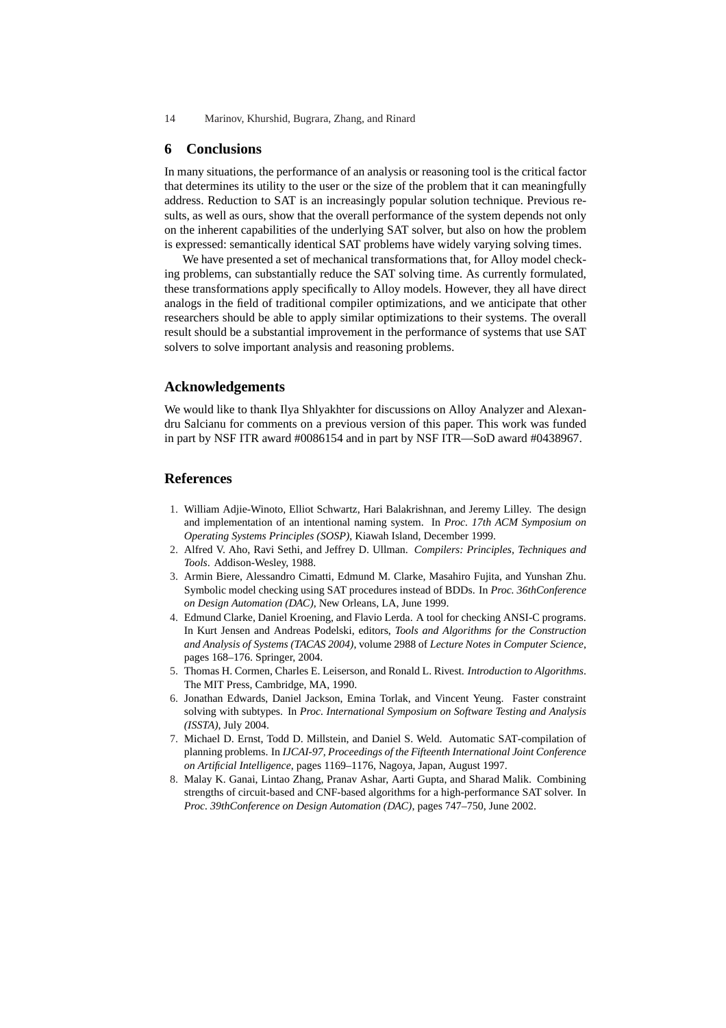## 6 Conclusions

In many situations, the performance of an analysis or reasoning tool is the critical factor that determines its utility to the user or the size of the problem that it can meaningfully address. Reduction to SAT is an increasingly popular solution technique. Previous results, as well as ours, show that the overall performance of the system depends not only on the inherent capabilities of the underlying SAT solver, but also on how the problem is expressed: semantically identical SAT problems have widely varying solving times.

We have presented a set of mechanical transformations that, for Alloy model checking problems, can substantially reduce the SAT solving time. As currently formulated, these transformations apply specifically to Alloy models. However, they all have direct analogs in the field of traditional compiler optimizations, and we anticipate that other researchers should be able to apply similar optimizations to their systems. The overall result should be a substantial improvement in the performance of systems that use SAT solvers to solve important analysis and reasoning problems.

## Acknowledgements

We would like to thank Ilya Shlyakhter for discussions on Alloy Analyzer and Alexandru Salcianu for comments on a previous version of this paper. This work was funded in part by NSF ITR award #0086154 and in part by NSF ITR—SoD award #0438967.

## References

1. William Adjie-Winoto, Elliot Schwartz, Hari Balakrishnan, and Jeremy Lilley. The design and implementation of an intentional naming system. In *Proc. 17th ACM Symposium on Operating Systems Principles (SOSP)*, Kiawah Island, December 1999.
2. Alfred V. Aho, Ravi Sethi, and Jeffrey D. Ullman. *Compilers: Principles, Techniques and Tools*. Addison-Wesley, 1988.
3. Armin Biere, Alessandro Cimatti, Edmund M. Clarke, Masahiro Fujita, and Yunshan Zhu. Symbolic model checking using SAT procedures instead of BDDs. In *Proc. 36thConference on Design Automation (DAC)*, New Orleans, LA, June 1999.
4. Edmund Clarke, Daniel Kroening, and Flavio Lerda. A tool for checking ANSI-C programs. In Kurt Jensen and Andreas Podelski, editors, *Tools and Algorithms for the Construction and Analysis of Systems (TACAS 2004)*, volume 2988 of *Lecture Notes in Computer Science*, pages 168–176. Springer, 2004.
5. Thomas H. Cormen, Charles E. Leiserson, and Ronald L. Rivest. *Introduction to Algorithms*. The MIT Press, Cambridge, MA, 1990.
6. Jonathan Edwards, Daniel Jackson, Emina Torlak, and Vincent Yeung. Faster constraint solving with subtypes. In *Proc. International Symposium on Software Testing and Analysis (ISSTA)*, July 2004.
7. Michael D. Ernst, Todd D. Millstein, and Daniel S. Weld. Automatic SAT-compilation of planning problems. In *IJCAI-97, Proceedings of the Fifteenth International Joint Conference on Artificial Intelligence*, pages 1169–1176, Nagoya, Japan, August 1997.
8. Malay K. Ganai, Lintao Zhang, Pranav Ashar, Aarti Gupta, and Sharad Malik. Combining strengths of circuit-based and CNF-based algorithms for a high-performance SAT solver. In *Proc. 39thConference on Design Automation (DAC)*, pages 747–750, June 2002.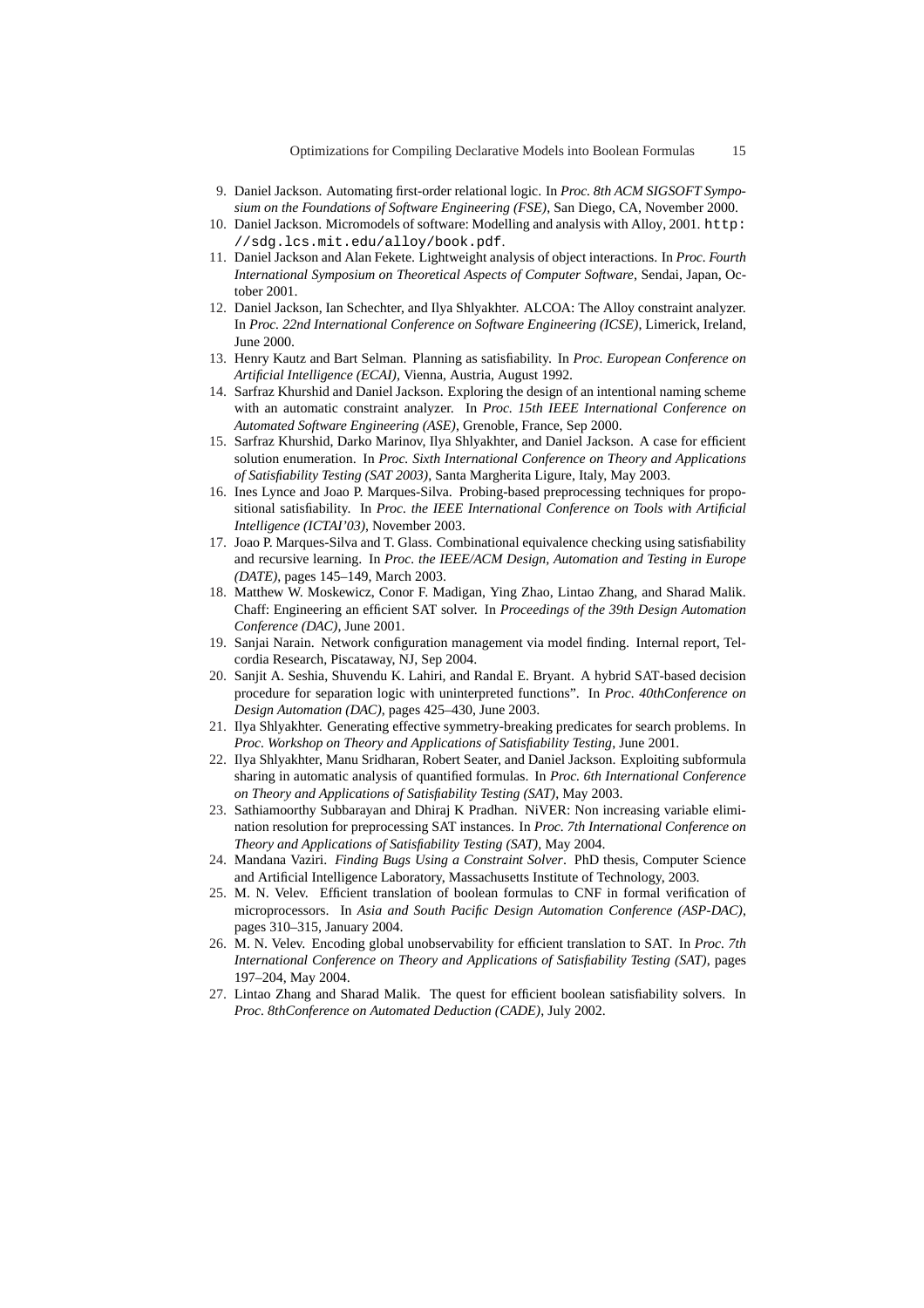9. Daniel Jackson. Automating first-order relational logic. In *Proc. 8th ACM SIGSOFT Symposium on the Foundations of Software Engineering (FSE)*, San Diego, CA, November 2000.
10. Daniel Jackson. Micromodels of software: Modelling and analysis with Alloy, 2001. `http://sdg.lcs.mit.edu/alloy/book.pdf`.
11. Daniel Jackson and Alan Fekete. Lightweight analysis of object interactions. In *Proc. Fourth International Symposium on Theoretical Aspects of Computer Software*, Sendai, Japan, October 2001.
12. Daniel Jackson, Ian Schechter, and Ilya Shlyakhter. ALCOA: The Alloy constraint analyzer. In *Proc. 22nd International Conference on Software Engineering (ICSE)*, Limerick, Ireland, June 2000.
13. Henry Kautz and Bart Selman. Planning as satisfiability. In *Proc. European Conference on Artificial Intelligence (ECAI)*, Vienna, Austria, August 1992.
14. Sarfraz Khurshid and Daniel Jackson. Exploring the design of an intentional naming scheme with an automatic constraint analyzer. In *Proc. 15th IEEE International Conference on Automated Software Engineering (ASE)*, Grenoble, France, Sep 2000.
15. Sarfraz Khurshid, Darko Marinov, Ilya Shlyakhter, and Daniel Jackson. A case for efficient solution enumeration. In *Proc. Sixth International Conference on Theory and Applications of Satisfiability Testing (SAT 2003)*, Santa Margherita Ligure, Italy, May 2003.
16. Ines Lynce and Joao P. Marques-Silva. Probing-based preprocessing techniques for propositional satisfiability. In *Proc. the IEEE International Conference on Tools with Artificial Intelligence (ICTAI'03)*, November 2003.
17. Joao P. Marques-Silva and T. Glass. Combinational equivalence checking using satisfiability and recursive learning. In *Proc. the IEEE/ACM Design, Automation and Testing in Europe (DATE)*, pages 145–149, March 2003.
18. Matthew W. Moskewicz, Conor F. Madigan, Ying Zhao, Lintao Zhang, and Sharad Malik. Chaff: Engineering an efficient SAT solver. In *Proceedings of the 39th Design Automation Conference (DAC)*, June 2001.
19. Sanjai Narain. Network configuration management via model finding. Internal report, Telcordia Research, Piscataway, NJ, Sep 2004.
20. Sanjit A. Seshia, Shuvendu K. Lahiri, and Randal E. Bryant. A hybrid SAT-based decision procedure for separation logic with uninterpreted functions". In *Proc. 40thConference on Design Automation (DAC)*, pages 425–430, June 2003.
21. Ilya Shlyakhter. Generating effective symmetry-breaking predicates for search problems. In *Proc. Workshop on Theory and Applications of Satisfiability Testing*, June 2001.
22. Ilya Shlyakhter, Manu Sridharan, Robert Seater, and Daniel Jackson. Exploiting subformula sharing in automatic analysis of quantified formulas. In *Proc. 6th International Conference on Theory and Applications of Satisfiability Testing (SAT)*, May 2003.
23. Sathiamoorthy Subbarayan and Dhiraj K Pradhan. NiVER: Non increasing variable elimination resolution for preprocessing SAT instances. In *Proc. 7th International Conference on Theory and Applications of Satisfiability Testing (SAT)*, May 2004.
24. Mandana Vaziri. *Finding Bugs Using a Constraint Solver*. PhD thesis, Computer Science and Artificial Intelligence Laboratory, Massachusetts Institute of Technology, 2003.
25. M. N. Velev. Efficient translation of boolean formulas to CNF in formal verification of microprocessors. In *Asia and South Pacific Design Automation Conference (ASP-DAC)*, pages 310–315, January 2004.
26. M. N. Velev. Encoding global unobservability for efficient translation to SAT. In *Proc. 7th International Conference on Theory and Applications of Satisfiability Testing (SAT)*, pages 197–204, May 2004.
27. Lintao Zhang and Sharad Malik. The quest for efficient boolean satisfiability solvers. In *Proc. 8thConference on Automated Deduction (CADE)*, July 2002.